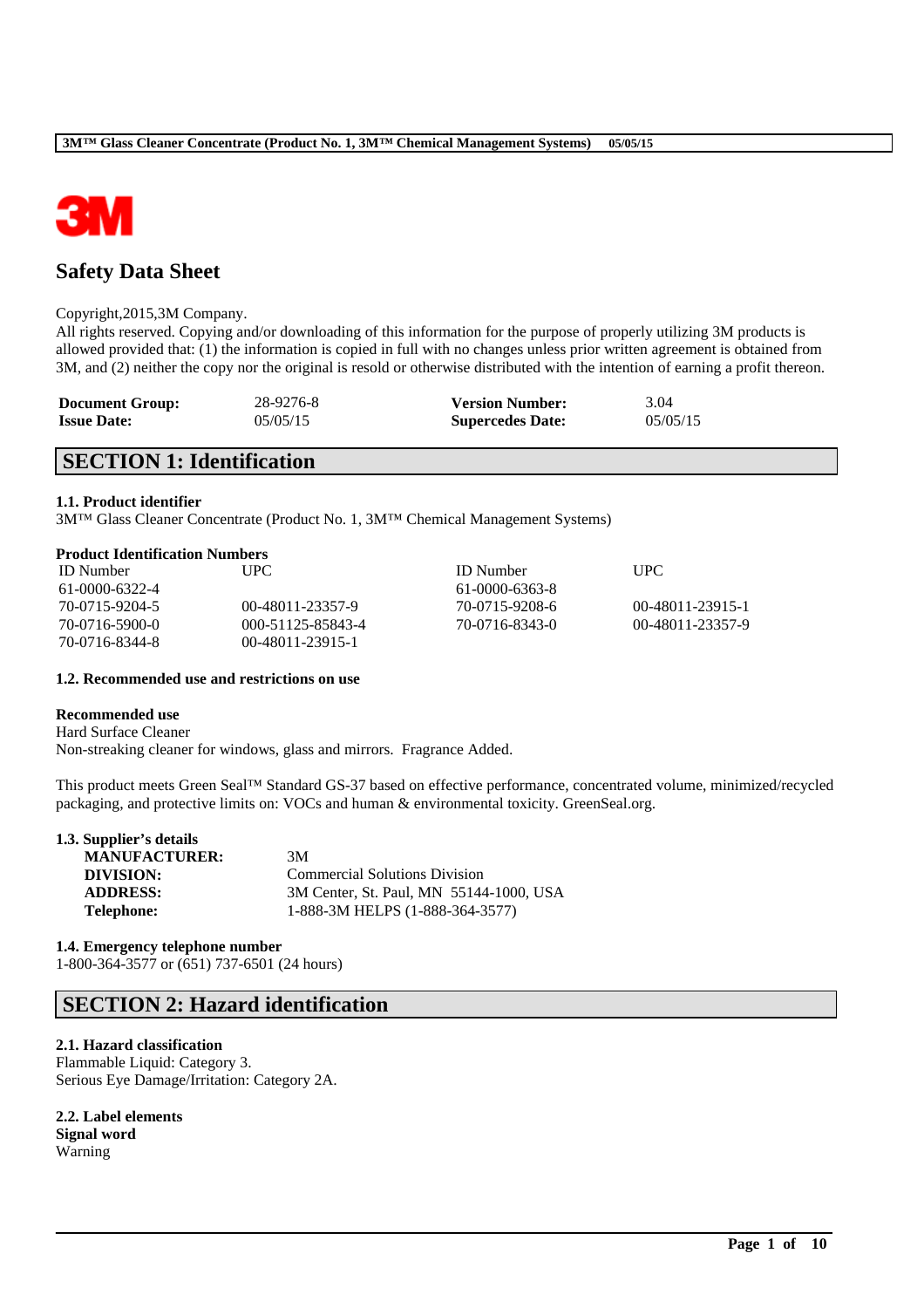# Safety Data Sheet

Copyright,2015,3M Company.
All rights reserved. Copying and/or downloading of this information for the purpose of properly utilizing 3M products is allowed provided that: (1) the information is copied in full with no changes unless prior written agreement is obtained from 3M, and (2) neither the copy nor the original is resold or otherwise distributed with the intention of earning a profit thereon.

| | | | |
|---|---|---|---|
| **Document Group:** | 28-9276-8 | **Version Number:** | 3.04 |
| **Issue Date:** | 05/05/15 | **Supercedes Date:** | 05/05/15 |

## SECTION 1: Identification

### 1.1. Product identifier

3M™ Glass Cleaner Concentrate (Product No. 1, 3M™ Chemical Management Systems)

**Product Identification Numbers**

| ID Number | UPC | ID Number | UPC |
|---|---|---|---|
| 61-0000-6322-4 | | 61-0000-6363-8 | |
| 70-0715-9204-5 | 00-48011-23357-9 | 70-0715-9208-6 | 00-48011-23915-1 |
| 70-0716-5900-0 | 000-51125-85843-4 | 70-0716-8343-0 | 00-48011-23357-9 |
| 70-0716-8344-8 | 00-48011-23915-1 | | |

### 1.2. Recommended use and restrictions on use

**Recommended use**
Hard Surface Cleaner
Non-streaking cleaner for windows, glass and mirrors. Fragrance Added.

This product meets Green Seal™ Standard GS-37 based on effective performance, concentrated volume, minimized/recycled packaging, and protective limits on: VOCs and human & environmental toxicity. GreenSeal.org.

### 1.3. Supplier's details

| | |
|---|---|
| **MANUFACTURER:** | 3M |
| **DIVISION:** | Commercial Solutions Division |
| **ADDRESS:** | 3M Center, St. Paul, MN 55144-1000, USA |
| **Telephone:** | 1-888-3M HELPS (1-888-364-3577) |

### 1.4. Emergency telephone number

1-800-364-3577 or (651) 737-6501 (24 hours)

## SECTION 2: Hazard identification

### 2.1. Hazard classification

Flammable Liquid: Category 3.
Serious Eye Damage/Irritation: Category 2A.

### 2.2. Label elements

**Signal word**
Warning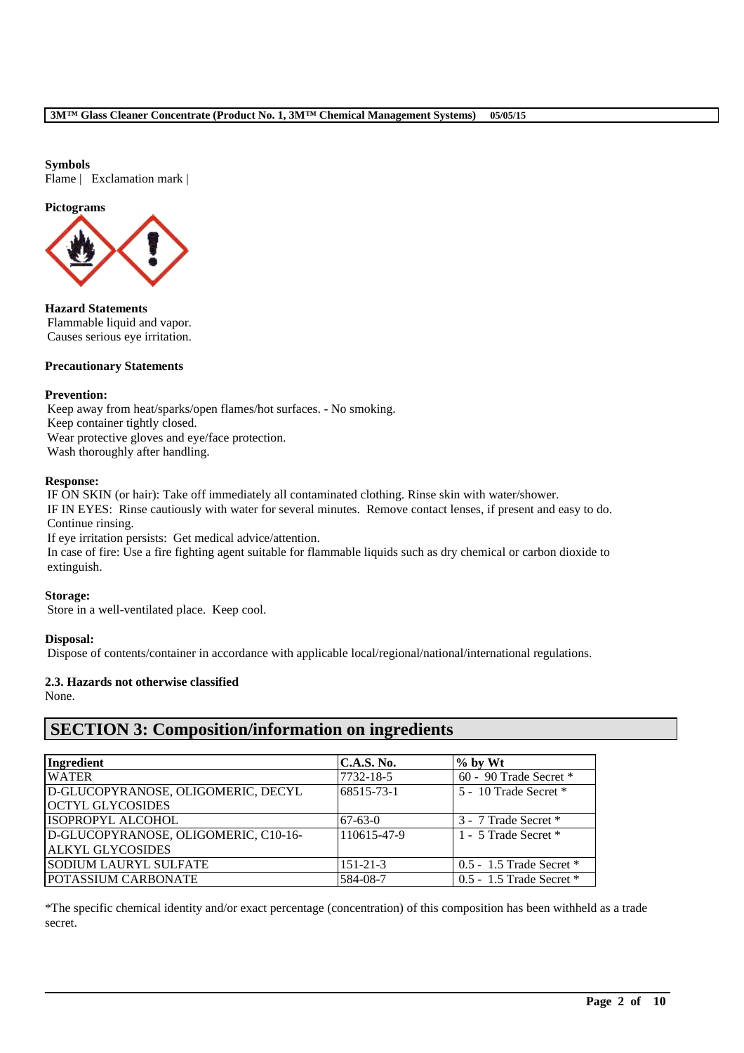**Symbols**

Flame | Exclamation mark |

**Pictograms**

**Hazard Statements**

Flammable liquid and vapor.
Causes serious eye irritation.

**Precautionary Statements**

**Prevention:**

Keep away from heat/sparks/open flames/hot surfaces. - No smoking.
Keep container tightly closed.
Wear protective gloves and eye/face protection.
Wash thoroughly after handling.

**Response:**

IF ON SKIN (or hair): Take off immediately all contaminated clothing. Rinse skin with water/shower.
IF IN EYES: Rinse cautiously with water for several minutes. Remove contact lenses, if present and easy to do. Continue rinsing.
If eye irritation persists: Get medical advice/attention.
In case of fire: Use a fire fighting agent suitable for flammable liquids such as dry chemical or carbon dioxide to extinguish.

**Storage:**

Store in a well-ventilated place. Keep cool.

**Disposal:**

Dispose of contents/container in accordance with applicable local/regional/national/international regulations.

**2.3. Hazards not otherwise classified**

None.

## SECTION 3: Composition/information on ingredients

| Ingredient | C.A.S. No. | % by Wt |
|---|---|---|
| WATER | 7732-18-5 | 60 - 90 Trade Secret * |
| D-GLUCOPYRANOSE, OLIGOMERIC, DECYL OCTYL GLYCOSIDES | 68515-73-1 | 5 - 10 Trade Secret * |
| ISOPROPYL ALCOHOL | 67-63-0 | 3 - 7 Trade Secret * |
| D-GLUCOPYRANOSE, OLIGOMERIC, C10-16-ALKYL GLYCOSIDES | 110615-47-9 | 1 - 5 Trade Secret * |
| SODIUM LAURYL SULFATE | 151-21-3 | 0.5 - 1.5 Trade Secret * |
| POTASSIUM CARBONATE | 584-08-7 | 0.5 - 1.5 Trade Secret * |

*The specific chemical identity and/or exact percentage (concentration) of this composition has been withheld as a trade secret.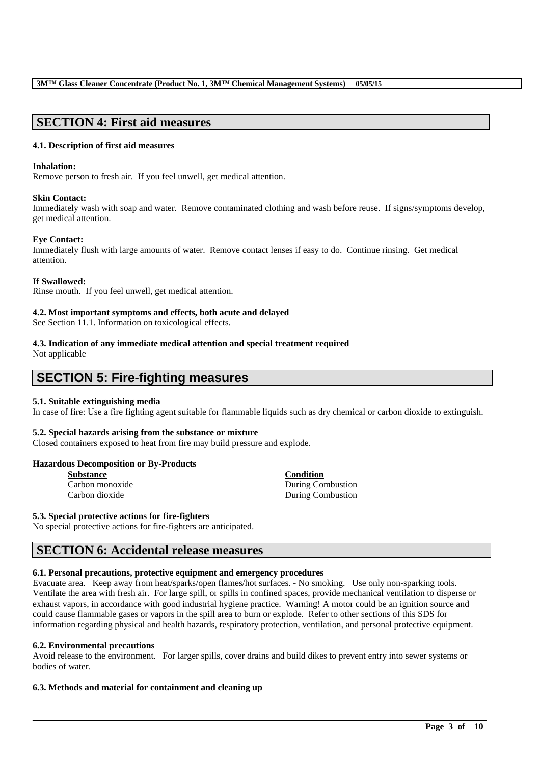## SECTION 4: First aid measures

### 4.1. Description of first aid measures

**Inhalation:**
Remove person to fresh air. If you feel unwell, get medical attention.

**Skin Contact:**
Immediately wash with soap and water. Remove contaminated clothing and wash before reuse. If signs/symptoms develop, get medical attention.

**Eye Contact:**
Immediately flush with large amounts of water. Remove contact lenses if easy to do. Continue rinsing. Get medical attention.

**If Swallowed:**
Rinse mouth. If you feel unwell, get medical attention.

### 4.2. Most important symptoms and effects, both acute and delayed

See Section 11.1. Information on toxicological effects.

### 4.3. Indication of any immediate medical attention and special treatment required

Not applicable

## SECTION 5: Fire-fighting measures

### 5.1. Suitable extinguishing media

In case of fire: Use a fire fighting agent suitable for flammable liquids such as dry chemical or carbon dioxide to extinguish.

### 5.2. Special hazards arising from the substance or mixture

Closed containers exposed to heat from fire may build pressure and explode.

**Hazardous Decomposition or By-Products**

| Substance | Condition |
| --- | --- |
| Carbon monoxide | During Combustion |
| Carbon dioxide | During Combustion |

### 5.3. Special protective actions for fire-fighters

No special protective actions for fire-fighters are anticipated.

## SECTION 6: Accidental release measures

### 6.1. Personal precautions, protective equipment and emergency procedures

Evacuate area. Keep away from heat/sparks/open flames/hot surfaces. - No smoking. Use only non-sparking tools. Ventilate the area with fresh air. For large spill, or spills in confined spaces, provide mechanical ventilation to disperse or exhaust vapors, in accordance with good industrial hygiene practice. Warning! A motor could be an ignition source and could cause flammable gases or vapors in the spill area to burn or explode. Refer to other sections of this SDS for information regarding physical and health hazards, respiratory protection, ventilation, and personal protective equipment.

### 6.2. Environmental precautions

Avoid release to the environment. For larger spills, cover drains and build dikes to prevent entry into sewer systems or bodies of water.

### 6.3. Methods and material for containment and cleaning up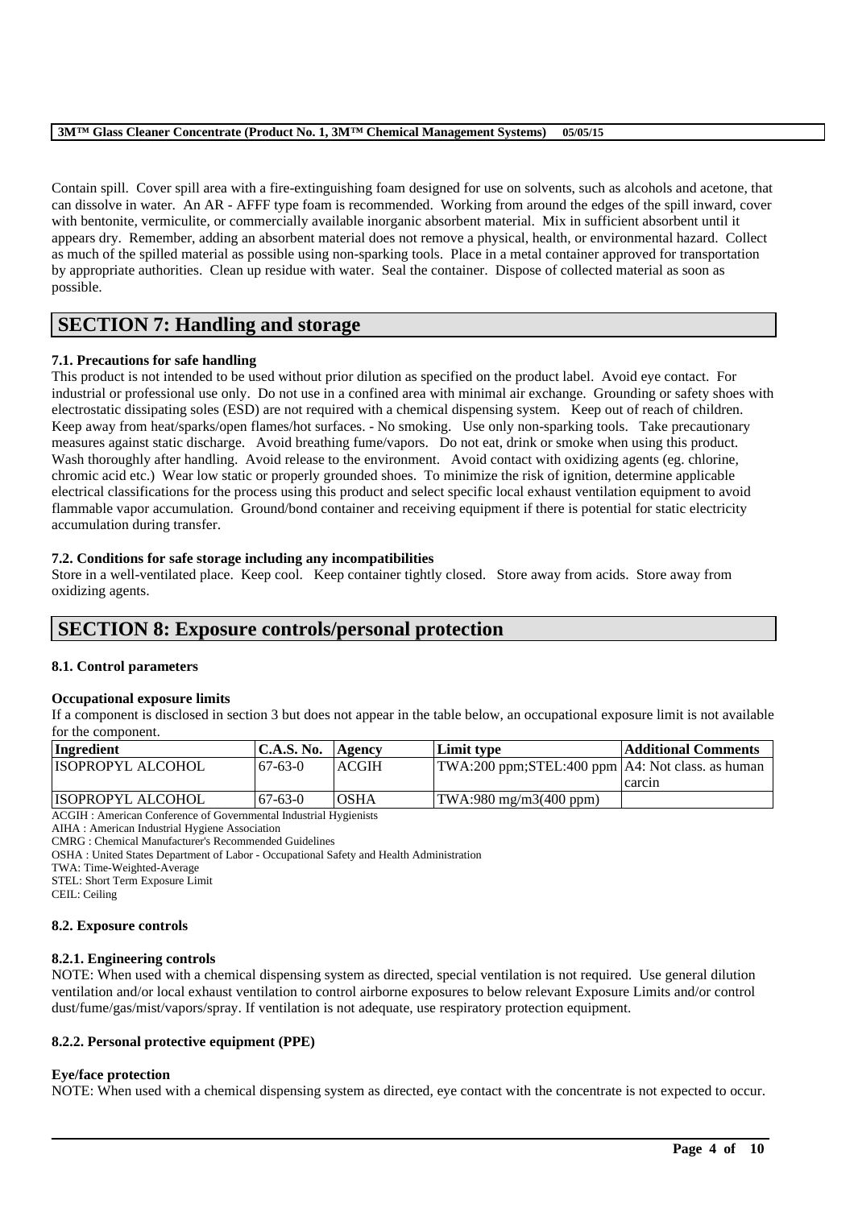Contain spill. Cover spill area with a fire-extinguishing foam designed for use on solvents, such as alcohols and acetone, that can dissolve in water. An AR - AFFF type foam is recommended. Working from around the edges of the spill inward, cover with bentonite, vermiculite, or commercially available inorganic absorbent material. Mix in sufficient absorbent until it appears dry. Remember, adding an absorbent material does not remove a physical, health, or environmental hazard. Collect as much of the spilled material as possible using non-sparking tools. Place in a metal container approved for transportation by appropriate authorities. Clean up residue with water. Seal the container. Dispose of collected material as soon as possible.

# SECTION 7: Handling and storage

### 7.1. Precautions for safe handling

This product is not intended to be used without prior dilution as specified on the product label. Avoid eye contact. For industrial or professional use only. Do not use in a confined area with minimal air exchange. Grounding or safety shoes with electrostatic dissipating soles (ESD) are not required with a chemical dispensing system. Keep out of reach of children. Keep away from heat/sparks/open flames/hot surfaces. - No smoking. Use only non-sparking tools. Take precautionary measures against static discharge. Avoid breathing fume/vapors. Do not eat, drink or smoke when using this product. Wash thoroughly after handling. Avoid release to the environment. Avoid contact with oxidizing agents (eg. chlorine, chromic acid etc.) Wear low static or properly grounded shoes. To minimize the risk of ignition, determine applicable electrical classifications for the process using this product and select specific local exhaust ventilation equipment to avoid flammable vapor accumulation. Ground/bond container and receiving equipment if there is potential for static electricity accumulation during transfer.

### 7.2. Conditions for safe storage including any incompatibilities

Store in a well-ventilated place. Keep cool. Keep container tightly closed. Store away from acids. Store away from oxidizing agents.

# SECTION 8: Exposure controls/personal protection

### 8.1. Control parameters

**Occupational exposure limits**

If a component is disclosed in section 3 but does not appear in the table below, an occupational exposure limit is not available for the component.

| Ingredient | C.A.S. No. | Agency | Limit type | Additional Comments |
|---|---|---|---|---|
| ISOPROPYL ALCOHOL | 67-63-0 | ACGIH | TWA:200 ppm;STEL:400 ppm | A4: Not class. as human carcin |
| ISOPROPYL ALCOHOL | 67-63-0 | OSHA | TWA:980 mg/m3(400 ppm) | |

ACGIH : American Conference of Governmental Industrial Hygienists
AIHA : American Industrial Hygiene Association
CMRG : Chemical Manufacturer's Recommended Guidelines
OSHA : United States Department of Labor - Occupational Safety and Health Administration
TWA: Time-Weighted-Average
STEL: Short Term Exposure Limit
CEIL: Ceiling

### 8.2. Exposure controls

#### 8.2.1. Engineering controls

NOTE: When used with a chemical dispensing system as directed, special ventilation is not required. Use general dilution ventilation and/or local exhaust ventilation to control airborne exposures to below relevant Exposure Limits and/or control dust/fume/gas/mist/vapors/spray. If ventilation is not adequate, use respiratory protection equipment.

#### 8.2.2. Personal protective equipment (PPE)

**Eye/face protection**

NOTE: When used with a chemical dispensing system as directed, eye contact with the concentrate is not expected to occur.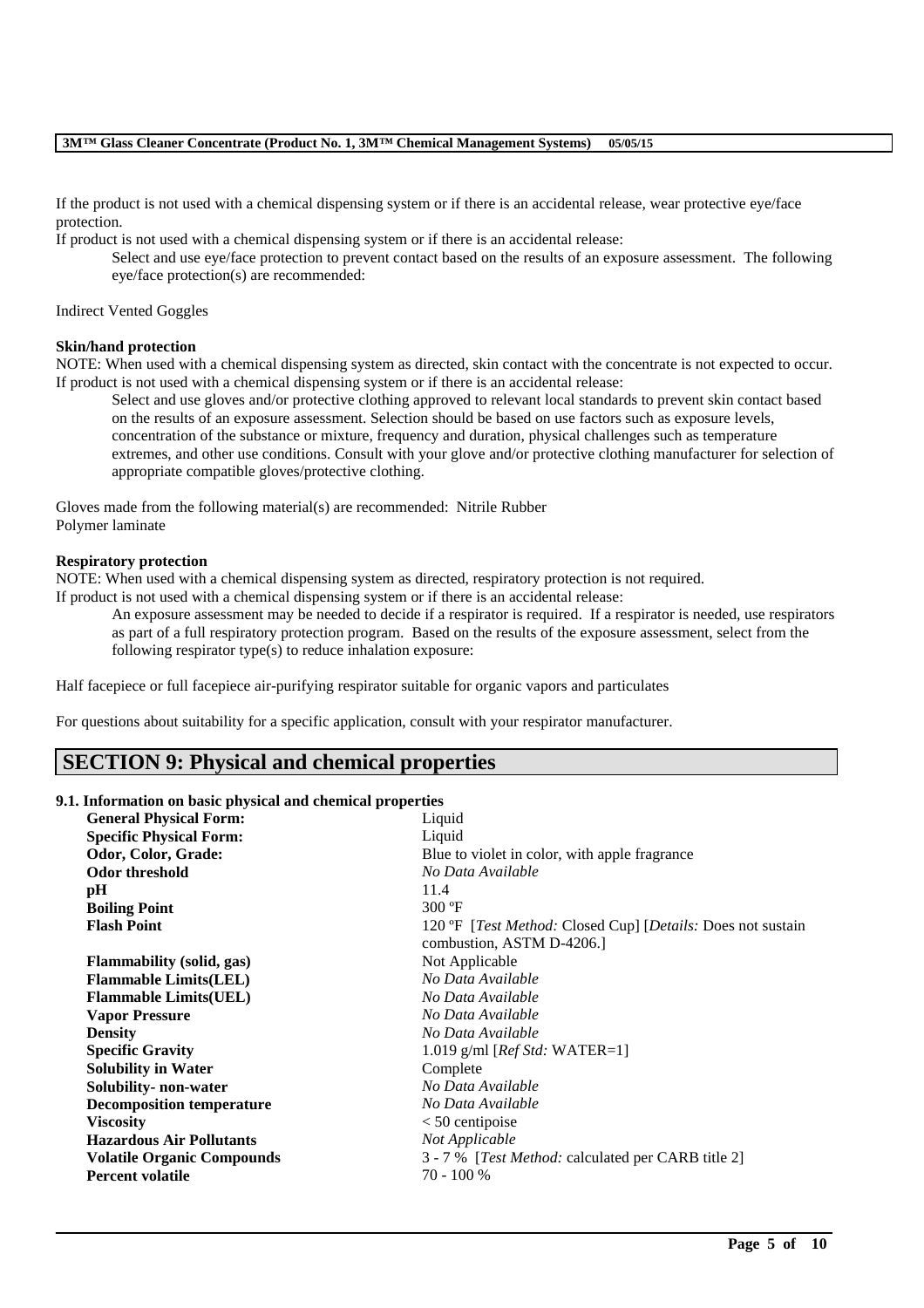If the product is not used with a chemical dispensing system or if there is an accidental release, wear protective eye/face protection.

If product is not used with a chemical dispensing system or if there is an accidental release:

Select and use eye/face protection to prevent contact based on the results of an exposure assessment. The following eye/face protection(s) are recommended:

Indirect Vented Goggles

**Skin/hand protection**

NOTE: When used with a chemical dispensing system as directed, skin contact with the concentrate is not expected to occur.
If product is not used with a chemical dispensing system or if there is an accidental release:

Select and use gloves and/or protective clothing approved to relevant local standards to prevent skin contact based on the results of an exposure assessment. Selection should be based on use factors such as exposure levels, concentration of the substance or mixture, frequency and duration, physical challenges such as temperature extremes, and other use conditions. Consult with your glove and/or protective clothing manufacturer for selection of appropriate compatible gloves/protective clothing.

Gloves made from the following material(s) are recommended: Nitrile Rubber
Polymer laminate

**Respiratory protection**

NOTE: When used with a chemical dispensing system as directed, respiratory protection is not required.
If product is not used with a chemical dispensing system or if there is an accidental release:

An exposure assessment may be needed to decide if a respirator is required. If a respirator is needed, use respirators as part of a full respiratory protection program. Based on the results of the exposure assessment, select from the following respirator type(s) to reduce inhalation exposure:

Half facepiece or full facepiece air-purifying respirator suitable for organic vapors and particulates

For questions about suitability for a specific application, consult with your respirator manufacturer.

## SECTION 9: Physical and chemical properties

### 9.1. Information on basic physical and chemical properties

| | |
|---|---|
| **General Physical Form:** | Liquid |
| **Specific Physical Form:** | Liquid |
| **Odor, Color, Grade:** | Blue to violet in color, with apple fragrance |
| **Odor threshold** | *No Data Available* |
| **pH** | 11.4 |
| **Boiling Point** | 300 ºF |
| **Flash Point** | 120 ºF [*Test Method:* Closed Cup] [*Details:* Does not sustain combustion, ASTM D-4206.] |
| **Flammability (solid, gas)** | Not Applicable |
| **Flammable Limits(LEL)** | *No Data Available* |
| **Flammable Limits(UEL)** | *No Data Available* |
| **Vapor Pressure** | *No Data Available* |
| **Density** | *No Data Available* |
| **Specific Gravity** | 1.019 g/ml [*Ref Std:* WATER=1] |
| **Solubility in Water** | Complete |
| **Solubility- non-water** | *No Data Available* |
| **Decomposition temperature** | *No Data Available* |
| **Viscosity** | < 50 centipoise |
| **Hazardous Air Pollutants** | *Not Applicable* |
| **Volatile Organic Compounds** | 3 - 7 % [*Test Method:* calculated per CARB title 2] |
| **Percent volatile** | 70 - 100 % |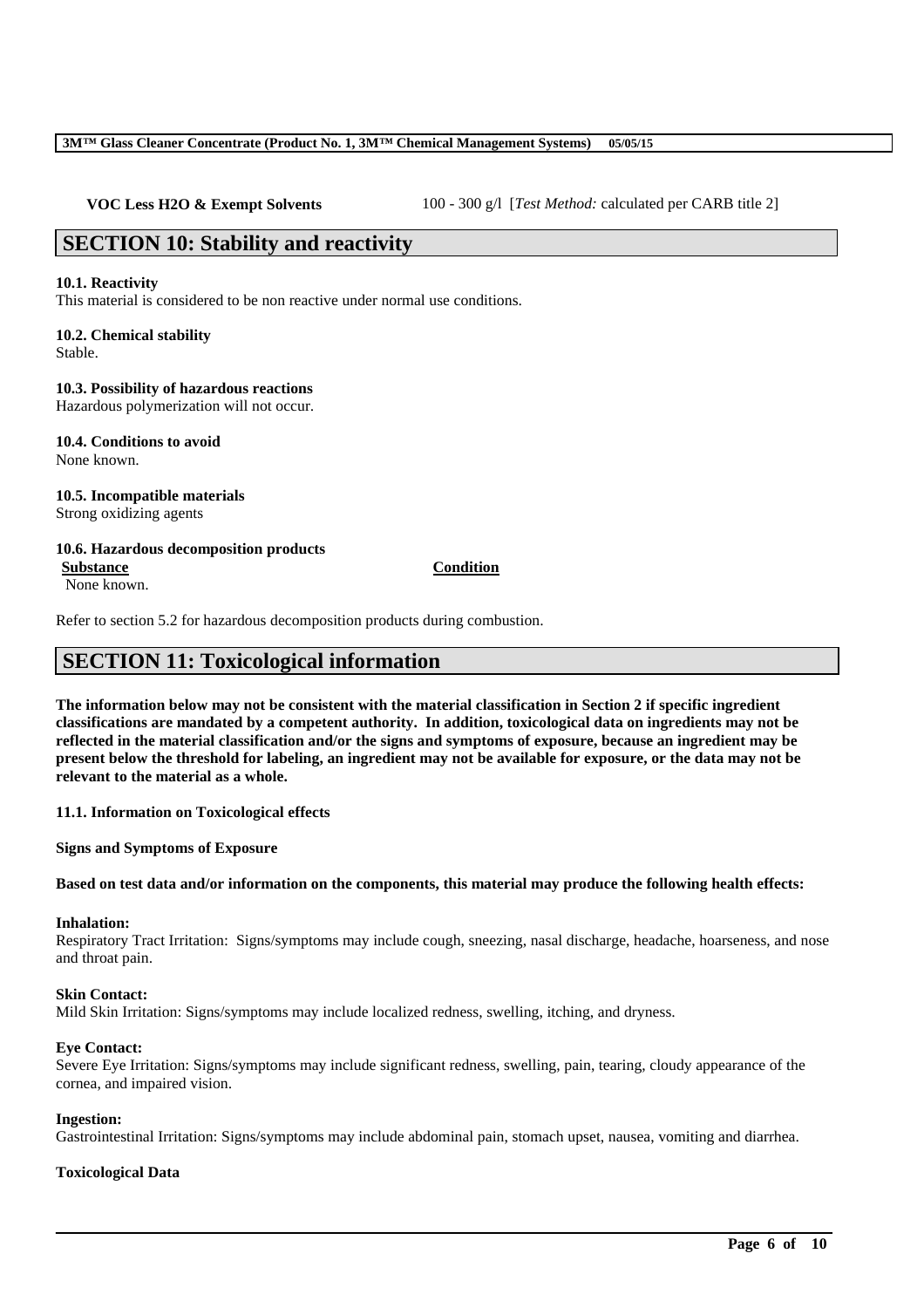**VOC Less H2O & Exempt Solvents** 100 - 300 g/l [*Test Method:* calculated per CARB title 2]

## SECTION 10: Stability and reactivity

**10.1. Reactivity**
This material is considered to be non reactive under normal use conditions.

**10.2. Chemical stability**
Stable.

**10.3. Possibility of hazardous reactions**
Hazardous polymerization will not occur.

**10.4. Conditions to avoid**
None known.

**10.5. Incompatible materials**
Strong oxidizing agents

**10.6. Hazardous decomposition products**

| Substance | Condition |
| --- | --- |
| None known. | |

Refer to section 5.2 for hazardous decomposition products during combustion.

## SECTION 11: Toxicological information

**The information below may not be consistent with the material classification in Section 2 if specific ingredient classifications are mandated by a competent authority. In addition, toxicological data on ingredients may not be reflected in the material classification and/or the signs and symptoms of exposure, because an ingredient may be present below the threshold for labeling, an ingredient may not be available for exposure, or the data may not be relevant to the material as a whole.**

**11.1. Information on Toxicological effects**

**Signs and Symptoms of Exposure**

**Based on test data and/or information on the components, this material may produce the following health effects:**

**Inhalation:**
Respiratory Tract Irritation: Signs/symptoms may include cough, sneezing, nasal discharge, headache, hoarseness, and nose and throat pain.

**Skin Contact:**
Mild Skin Irritation: Signs/symptoms may include localized redness, swelling, itching, and dryness.

**Eye Contact:**
Severe Eye Irritation: Signs/symptoms may include significant redness, swelling, pain, tearing, cloudy appearance of the cornea, and impaired vision.

**Ingestion:**
Gastrointestinal Irritation: Signs/symptoms may include abdominal pain, stomach upset, nausea, vomiting and diarrhea.

**Toxicological Data**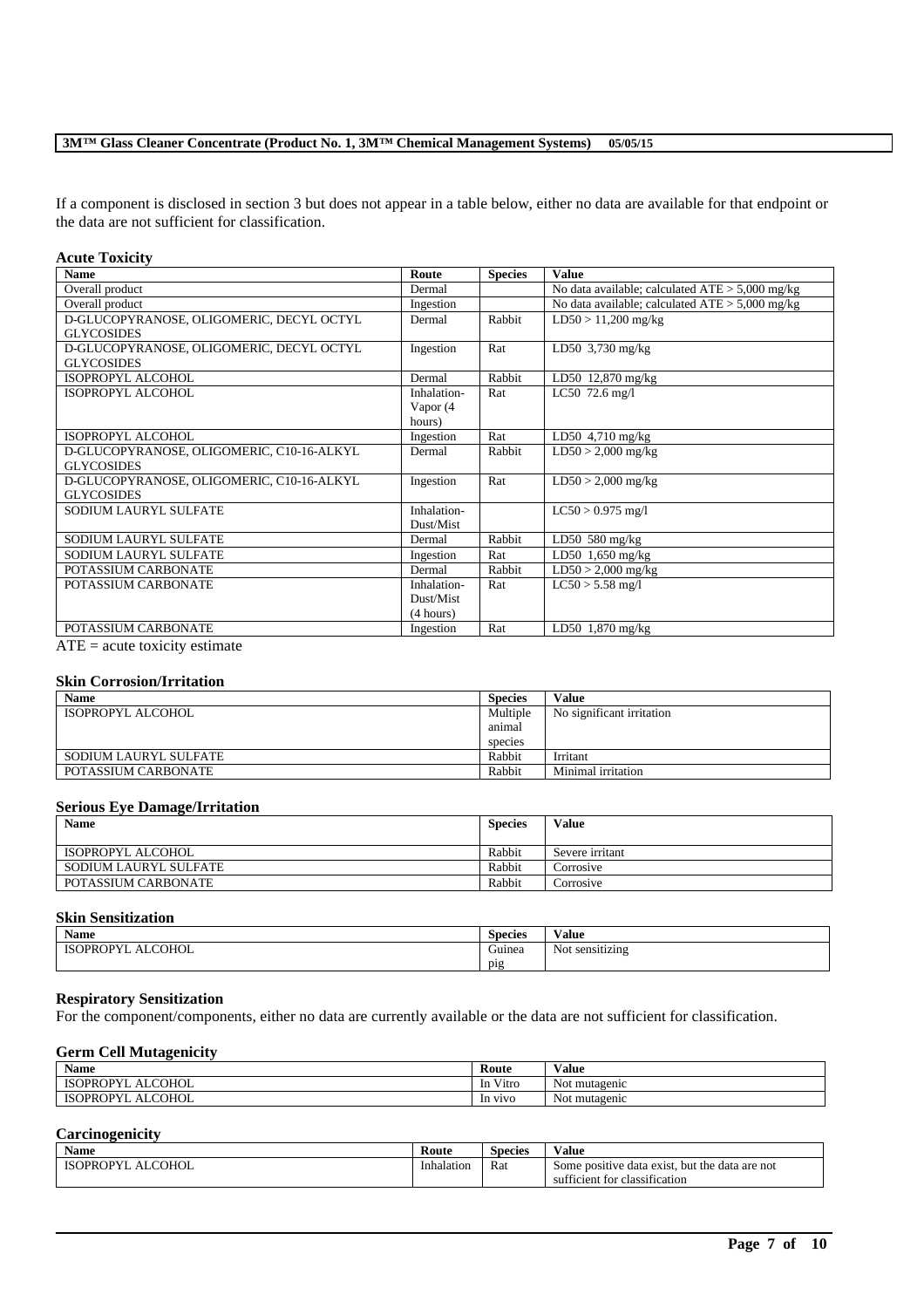If a component is disclosed in section 3 but does not appear in a table below, either no data are available for that endpoint or the data are not sufficient for classification.

**Acute Toxicity**

| Name | Route | Species | Value |
|---|---|---|---|
| Overall product | Dermal | | No data available; calculated ATE > 5,000 mg/kg |
| Overall product | Ingestion | | No data available; calculated ATE > 5,000 mg/kg |
| D-GLUCOPYRANOSE, OLIGOMERIC, DECYL OCTYL GLYCOSIDES | Dermal | Rabbit | LD50 > 11,200 mg/kg |
| D-GLUCOPYRANOSE, OLIGOMERIC, DECYL OCTYL GLYCOSIDES | Ingestion | Rat | LD50 3,730 mg/kg |
| ISOPROPYL ALCOHOL | Dermal | Rabbit | LD50 12,870 mg/kg |
| ISOPROPYL ALCOHOL | Inhalation-Vapor (4 hours) | Rat | LC50 72.6 mg/l |
| ISOPROPYL ALCOHOL | Ingestion | Rat | LD50 4,710 mg/kg |
| D-GLUCOPYRANOSE, OLIGOMERIC, C10-16-ALKYL GLYCOSIDES | Dermal | Rabbit | LD50 > 2,000 mg/kg |
| D-GLUCOPYRANOSE, OLIGOMERIC, C10-16-ALKYL GLYCOSIDES | Ingestion | Rat | LD50 > 2,000 mg/kg |
| SODIUM LAURYL SULFATE | Inhalation-Dust/Mist | | LC50 > 0.975 mg/l |
| SODIUM LAURYL SULFATE | Dermal | Rabbit | LD50 580 mg/kg |
| SODIUM LAURYL SULFATE | Ingestion | Rat | LD50 1,650 mg/kg |
| POTASSIUM CARBONATE | Dermal | Rabbit | LD50 > 2,000 mg/kg |
| POTASSIUM CARBONATE | Inhalation-Dust/Mist (4 hours) | Rat | LC50 > 5.58 mg/l |
| POTASSIUM CARBONATE | Ingestion | Rat | LD50 1,870 mg/kg |

ATE = acute toxicity estimate

**Skin Corrosion/Irritation**

| Name | Species | Value |
|---|---|---|
| ISOPROPYL ALCOHOL | Multiple animal species | No significant irritation |
| SODIUM LAURYL SULFATE | Rabbit | Irritant |
| POTASSIUM CARBONATE | Rabbit | Minimal irritation |

**Serious Eye Damage/Irritation**

| Name | Species | Value |
|---|---|---|
| ISOPROPYL ALCOHOL | Rabbit | Severe irritant |
| SODIUM LAURYL SULFATE | Rabbit | Corrosive |
| POTASSIUM CARBONATE | Rabbit | Corrosive |

**Skin Sensitization**

| Name | Species | Value |
|---|---|---|
| ISOPROPYL ALCOHOL | Guinea pig | Not sensitizing |

**Respiratory Sensitization**

For the component/components, either no data are currently available or the data are not sufficient for classification.

**Germ Cell Mutagenicity**

| Name | Route | Value |
|---|---|---|
| ISOPROPYL ALCOHOL | In Vitro | Not mutagenic |
| ISOPROPYL ALCOHOL | In vivo | Not mutagenic |

**Carcinogenicity**

| Name | Route | Species | Value |
|---|---|---|---|
| ISOPROPYL ALCOHOL | Inhalation | Rat | Some positive data exist, but the data are not sufficient for classification |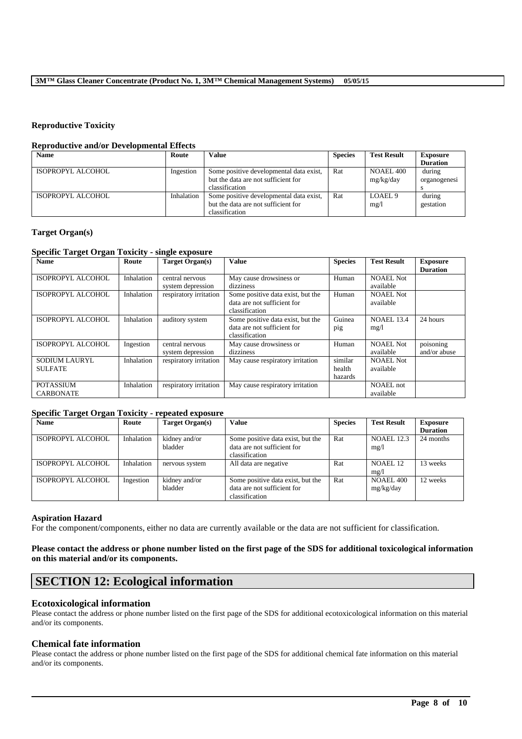### Reproductive Toxicity

#### Reproductive and/or Developmental Effects

| Name | Route | Value | Species | Test Result | Exposure Duration |
| --- | --- | --- | --- | --- | --- |
| ISOPROPYL ALCOHOL | Ingestion | Some positive developmental data exist, but the data are not sufficient for classification | Rat | NOAEL 400 mg/kg/day | during organogenesis |
| ISOPROPYL ALCOHOL | Inhalation | Some positive developmental data exist, but the data are not sufficient for classification | Rat | LOAEL 9 mg/l | during gestation |

### Target Organ(s)

#### Specific Target Organ Toxicity - single exposure

| Name | Route | Target Organ(s) | Value | Species | Test Result | Exposure Duration |
| --- | --- | --- | --- | --- | --- | --- |
| ISOPROPYL ALCOHOL | Inhalation | central nervous system depression | May cause drowsiness or dizziness | Human | NOAEL Not available | |
| ISOPROPYL ALCOHOL | Inhalation | respiratory irritation | Some positive data exist, but the data are not sufficient for classification | Human | NOAEL Not available | |
| ISOPROPYL ALCOHOL | Inhalation | auditory system | Some positive data exist, but the data are not sufficient for classification | Guinea pig | NOAEL 13.4 mg/l | 24 hours |
| ISOPROPYL ALCOHOL | Ingestion | central nervous system depression | May cause drowsiness or dizziness | Human | NOAEL Not available | poisoning and/or abuse |
| SODIUM LAURYL SULFATE | Inhalation | respiratory irritation | May cause respiratory irritation | similar health hazards | NOAEL Not available | |
| POTASSIUM CARBONATE | Inhalation | respiratory irritation | May cause respiratory irritation | | NOAEL not available | |

#### Specific Target Organ Toxicity - repeated exposure

| Name | Route | Target Organ(s) | Value | Species | Test Result | Exposure Duration |
| --- | --- | --- | --- | --- | --- | --- |
| ISOPROPYL ALCOHOL | Inhalation | kidney and/or bladder | Some positive data exist, but the data are not sufficient for classification | Rat | NOAEL 12.3 mg/l | 24 months |
| ISOPROPYL ALCOHOL | Inhalation | nervous system | All data are negative | Rat | NOAEL 12 mg/l | 13 weeks |
| ISOPROPYL ALCOHOL | Ingestion | kidney and/or bladder | Some positive data exist, but the data are not sufficient for classification | Rat | NOAEL 400 mg/kg/day | 12 weeks |

#### Aspiration Hazard

For the component/components, either no data are currently available or the data are not sufficient for classification.

**Please contact the address or phone number listed on the first page of the SDS for additional toxicological information on this material and/or its components.**

## SECTION 12: Ecological information

### Ecotoxicological information

Please contact the address or phone number listed on the first page of the SDS for additional ecotoxicological information on this material and/or its components.

### Chemical fate information

Please contact the address or phone number listed on the first page of the SDS for additional chemical fate information on this material and/or its components.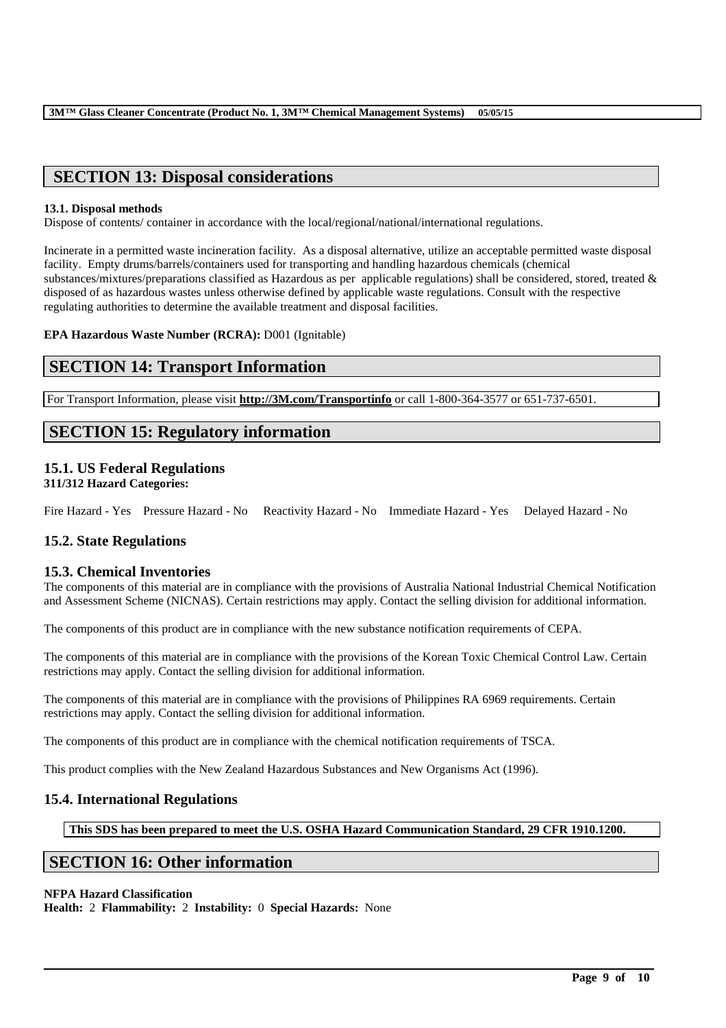## SECTION 13: Disposal considerations

**13.1. Disposal methods**

Dispose of contents/ container in accordance with the local/regional/national/international regulations.

Incinerate in a permitted waste incineration facility. As a disposal alternative, utilize an acceptable permitted waste disposal facility. Empty drums/barrels/containers used for transporting and handling hazardous chemicals (chemical substances/mixtures/preparations classified as Hazardous as per applicable regulations) shall be considered, stored, treated & disposed of as hazardous wastes unless otherwise defined by applicable waste regulations. Consult with the respective regulating authorities to determine the available treatment and disposal facilities.

**EPA Hazardous Waste Number (RCRA):** D001 (Ignitable)

## SECTION 14: Transport Information

For Transport Information, please visit **http://3M.com/Transportinfo** or call 1-800-364-3577 or 651-737-6501.

## SECTION 15: Regulatory information

### 15.1. US Federal Regulations

**311/312 Hazard Categories:**

Fire Hazard - Yes Pressure Hazard - No Reactivity Hazard - No Immediate Hazard - Yes Delayed Hazard - No

### 15.2. State Regulations

### 15.3. Chemical Inventories

The components of this material are in compliance with the provisions of Australia National Industrial Chemical Notification and Assessment Scheme (NICNAS). Certain restrictions may apply. Contact the selling division for additional information.

The components of this product are in compliance with the new substance notification requirements of CEPA.

The components of this material are in compliance with the provisions of the Korean Toxic Chemical Control Law. Certain restrictions may apply. Contact the selling division for additional information.

The components of this material are in compliance with the provisions of Philippines RA 6969 requirements. Certain restrictions may apply. Contact the selling division for additional information.

The components of this product are in compliance with the chemical notification requirements of TSCA.

This product complies with the New Zealand Hazardous Substances and New Organisms Act (1996).

### 15.4. International Regulations

**This SDS has been prepared to meet the U.S. OSHA Hazard Communication Standard, 29 CFR 1910.1200.**

## SECTION 16: Other information

**NFPA Hazard Classification**

**Health:** 2 **Flammability:** 2 **Instability:** 0 **Special Hazards:** None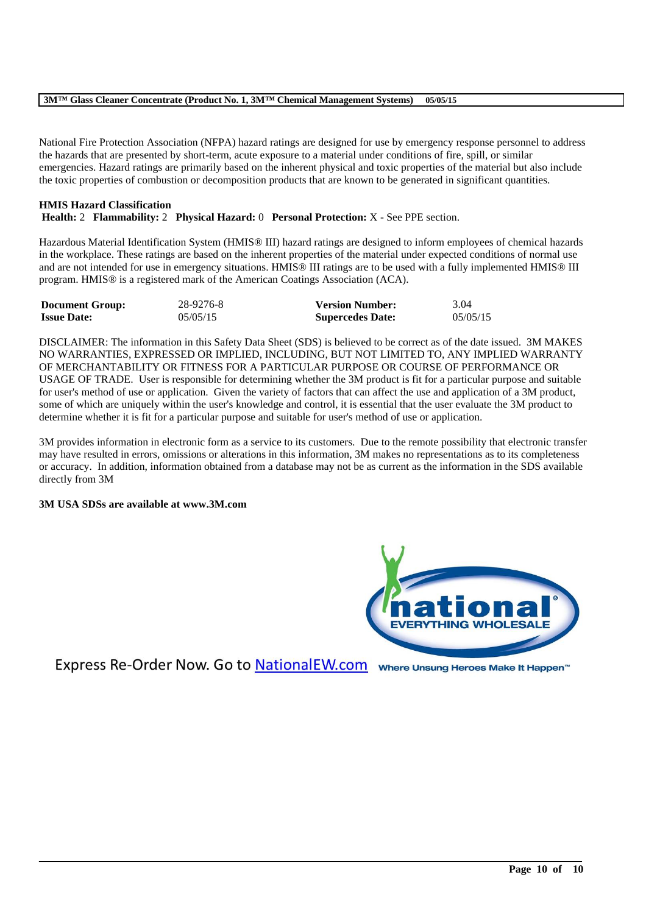National Fire Protection Association (NFPA) hazard ratings are designed for use by emergency response personnel to address the hazards that are presented by short-term, acute exposure to a material under conditions of fire, spill, or similar emergencies. Hazard ratings are primarily based on the inherent physical and toxic properties of the material but also include the toxic properties of combustion or decomposition products that are known to be generated in significant quantities.

**HMIS Hazard Classification**

**Health:** 2 **Flammability:** 2 **Physical Hazard:** 0 **Personal Protection:** X - See PPE section.

Hazardous Material Identification System (HMIS® III) hazard ratings are designed to inform employees of chemical hazards in the workplace. These ratings are based on the inherent properties of the material under expected conditions of normal use and are not intended for use in emergency situations. HMIS® III ratings are to be used with a fully implemented HMIS® III program. HMIS® is a registered mark of the American Coatings Association (ACA).

| | | | |
|---|---|---|---|
| **Document Group:** | 28-9276-8 | **Version Number:** | 3.04 |
| **Issue Date:** | 05/05/15 | **Supercedes Date:** | 05/05/15 |

DISCLAIMER: The information in this Safety Data Sheet (SDS) is believed to be correct as of the date issued. 3M MAKES NO WARRANTIES, EXPRESSED OR IMPLIED, INCLUDING, BUT NOT LIMITED TO, ANY IMPLIED WARRANTY OF MERCHANTABILITY OR FITNESS FOR A PARTICULAR PURPOSE OR COURSE OF PERFORMANCE OR USAGE OF TRADE. User is responsible for determining whether the 3M product is fit for a particular purpose and suitable for user's method of use or application. Given the variety of factors that can affect the use and application of a 3M product, some of which are uniquely within the user's knowledge and control, it is essential that the user evaluate the 3M product to determine whether it is fit for a particular purpose and suitable for user's method of use or application.

3M provides information in electronic form as a service to its customers. Due to the remote possibility that electronic transfer may have resulted in errors, omissions or alterations in this information, 3M makes no representations as to its completeness or accuracy. In addition, information obtained from a database may not be as current as the information in the SDS available directly from 3M

**3M USA SDSs are available at www.3M.com**

national® EVERYTHING WHOLESALE

Express Re-Order Now. Go to NationalEW.com

Where Unsung Heroes Make It Happen™